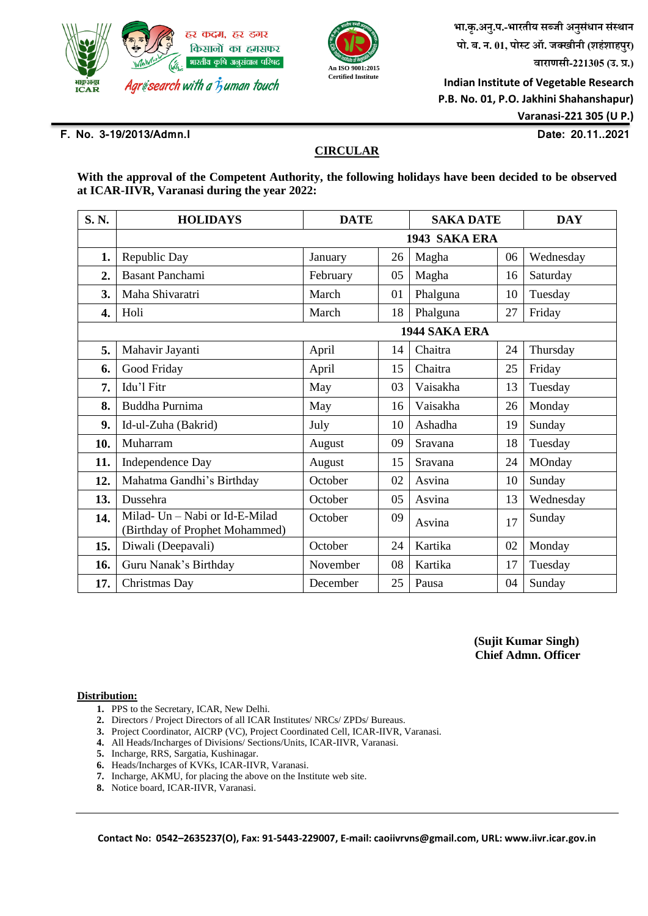भा.कृ.अनु.प.-भारतीय सब्जी अनुसंधान संस्थान
पो. ब. न. 01, पोस्ट ऑ. जक्खीनी (शहंशाहपुर)
वाराणसी-221305 (उ. प्र.)

Indian Institute of Vegetable Research
P.B. No. 01, P.O. Jakhini Shahanshapur)
Varanasi-221 305 (U P.)

हर कदम, हर डगर किसानों का हमसफर
भारतीय कृषि अनुसंधान परिषद
Agrisearch with a human touch

An ISO 9001:2015 Certified Institute

**F. No. 3-19/2013/Admn.I** **Date: 20.11..2021**

## CIRCULAR

**With the approval of the Competent Authority, the following holidays have been decided to be observed at ICAR-IIVR, Varanasi during the year 2022:**

| S. N. | HOLIDAYS | DATE | | SAKA DATE | | DAY |
|---|---|---|---|---|---|---|
| | **1943 SAKA ERA** | | | | | |
| **1.** | Republic Day | January | 26 | Magha | 06 | Wednesday |
| **2.** | Basant Panchami | February | 05 | Magha | 16 | Saturday |
| **3.** | Maha Shivaratri | March | 01 | Phalguna | 10 | Tuesday |
| **4.** | Holi | March | 18 | Phalguna | 27 | Friday |
| | **1944 SAKA ERA** | | | | | |
| **5.** | Mahavir Jayanti | April | 14 | Chaitra | 24 | Thursday |
| **6.** | Good Friday | April | 15 | Chaitra | 25 | Friday |
| **7.** | Idu'l Fitr | May | 03 | Vaisakha | 13 | Tuesday |
| **8.** | Buddha Purnima | May | 16 | Vaisakha | 26 | Monday |
| **9.** | Id-ul-Zuha (Bakrid) | July | 10 | Ashadha | 19 | Sunday |
| **10.** | Muharram | August | 09 | Sravana | 18 | Tuesday |
| **11.** | Independence Day | August | 15 | Sravana | 24 | MOnday |
| **12.** | Mahatma Gandhi's Birthday | October | 02 | Asvina | 10 | Sunday |
| **13.** | Dussehra | October | 05 | Asvina | 13 | Wednesday |
| **14.** | Milad- Un – Nabi or Id-E-Milad (Birthday of Prophet Mohammed) | October | 09 | Asvina | 17 | Sunday |
| **15.** | Diwali (Deepavali) | October | 24 | Kartika | 02 | Monday |
| **16.** | Guru Nanak's Birthday | November | 08 | Kartika | 17 | Tuesday |
| **17.** | Christmas Day | December | 25 | Pausa | 04 | Sunday |

**(Sujit Kumar Singh)**
**Chief Admn. Officer**

**Distribution:**

1. PPS to the Secretary, ICAR, New Delhi.
2. Directors / Project Directors of all ICAR Institutes/ NRCs/ ZPDs/ Bureaus.
3. Project Coordinator, AICRP (VC), Project Coordinated Cell, ICAR-IIVR, Varanasi.
4. All Heads/Incharges of Divisions/ Sections/Units, ICAR-IIVR, Varanasi.
5. Incharge, RRS, Sargatia, Kushinagar.
6. Heads/Incharges of KVKs, ICAR-IIVR, Varanasi.
7. Incharge, AKMU, for placing the above on the Institute web site.
8. Notice board, ICAR-IIVR, Varanasi.

**Contact No: 0542–2635237(O), Fax: 91-5443-229007, E-mail: caoiivrvns@gmail.com, URL: www.iivr.icar.gov.in**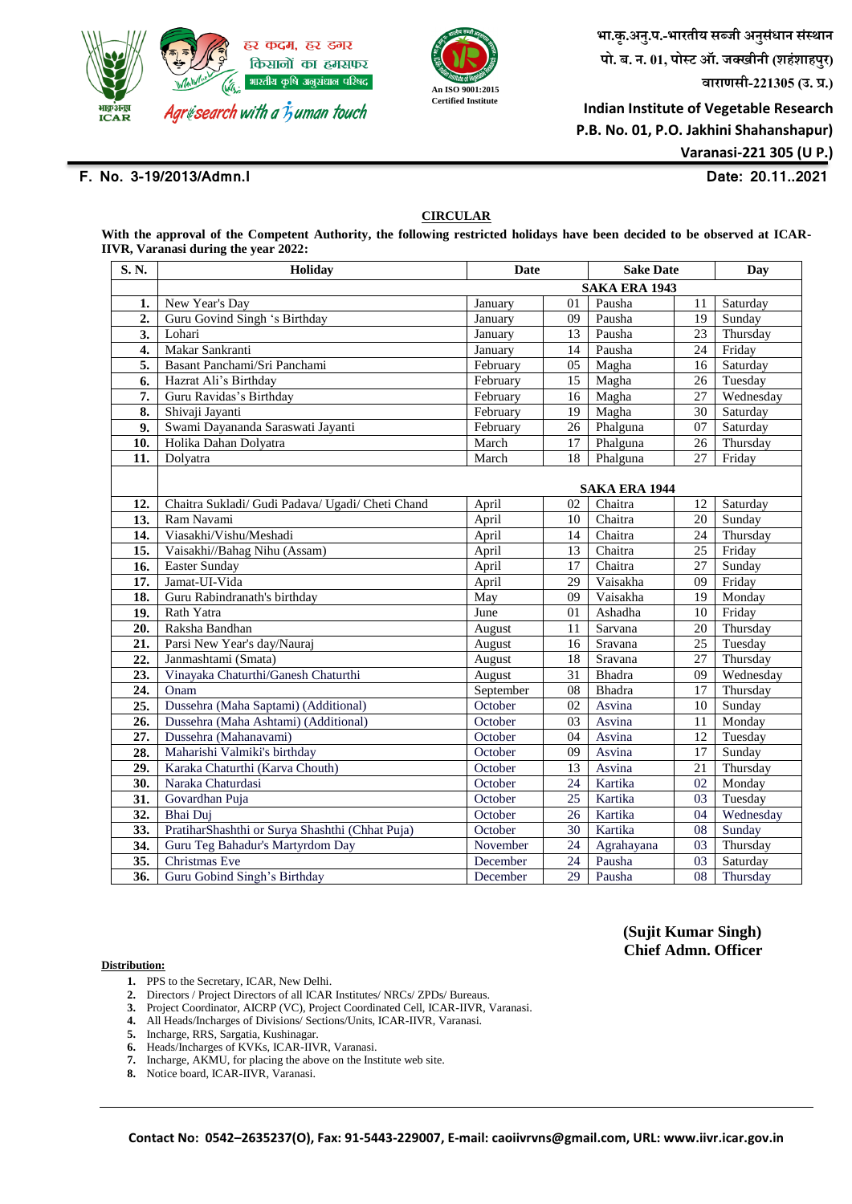भा.कृ.अनु.प.-भारतीय सब्जी अनुसंधान संस्थान
पो. ब. न. 01, पोस्ट ऑ. जक्खीनी (शहंशाहपुर)
वाराणसी-221305 (उ. प्र.)

**Indian Institute of Vegetable Research**
**P.B. No. 01, P.O. Jakhini Shahanshapur)**
**Varanasi-221 305 (U P.)**

हर कदम, हर डगर
किसानों का हमसफर
भारतीय कृषि अनुसंधान परिषद
Agrisearch with a human touch

An ISO 9001:2015 Certified Institute

**F. No. 3-19/2013/Admn.I** **Date: 20.11..2021**

## CIRCULAR

**With the approval of the Competent Authority, the following restricted holidays have been decided to be observed at ICAR-IIVR, Varanasi during the year 2022:**

| S. N. | Holiday | Date | | Sake Date | | Day |
|---|---|---|---|---|---|---|
| | **SAKA ERA 1943** | | | | | |
| **1.** | New Year's Day | January | 01 | Pausha | 11 | Saturday |
| **2.** | Guru Govind Singh 's Birthday | January | 09 | Pausha | 19 | Sunday |
| **3.** | Lohari | January | 13 | Pausha | 23 | Thursday |
| **4.** | Makar Sankranti | January | 14 | Pausha | 24 | Friday |
| **5.** | Basant Panchami/Sri Panchami | February | 05 | Magha | 16 | Saturday |
| **6.** | Hazrat Ali's Birthday | February | 15 | Magha | 26 | Tuesday |
| **7.** | Guru Ravidas's Birthday | February | 16 | Magha | 27 | Wednesday |
| **8.** | Shivaji Jayanti | February | 19 | Magha | 30 | Saturday |
| **9.** | Swami Dayananda Saraswati Jayanti | February | 26 | Phalguna | 07 | Saturday |
| **10.** | Holika Dahan Dolyatra | March | 17 | Phalguna | 26 | Thursday |
| **11.** | Dolyatra | March | 18 | Phalguna | 27 | Friday |
| | **SAKA ERA 1944** | | | | | |
| **12.** | Chaitra Sukladi/ Gudi Padava/ Ugadi/ Cheti Chand | April | 02 | Chaitra | 12 | Saturday |
| **13.** | Ram Navami | April | 10 | Chaitra | 20 | Sunday |
| **14.** | Viasakhi/Vishu/Meshadi | April | 14 | Chaitra | 24 | Thursday |
| **15.** | Vaisakhi//Bahag Nihu (Assam) | April | 13 | Chaitra | 25 | Friday |
| **16.** | Easter Sunday | April | 17 | Chaitra | 27 | Sunday |
| **17.** | Jamat-UI-Vida | April | 29 | Vaisakha | 09 | Friday |
| **18.** | Guru Rabindranath's birthday | May | 09 | Vaisakha | 19 | Monday |
| **19.** | Rath Yatra | June | 01 | Ashadha | 10 | Friday |
| **20.** | Raksha Bandhan | August | 11 | Sarvana | 20 | Thursday |
| **21.** | Parsi New Year's day/Nauraj | August | 16 | Sravana | 25 | Tuesday |
| **22.** | Janmashtami (Smata) | August | 18 | Sravana | 27 | Thursday |
| **23.** | Vinayaka Chaturthi/Ganesh Chaturthi | August | 31 | Bhadra | 09 | Wednesday |
| **24.** | Onam | September | 08 | Bhadra | 17 | Thursday |
| **25.** | Dussehra (Maha Saptami) (Additional) | October | 02 | Asvina | 10 | Sunday |
| **26.** | Dussehra (Maha Ashtami) (Additional) | October | 03 | Asvina | 11 | Monday |
| **27.** | Dussehra (Mahanavami) | October | 04 | Asvina | 12 | Tuesday |
| **28.** | Maharishi Valmiki's birthday | October | 09 | Asvina | 17 | Sunday |
| **29.** | Karaka Chaturthi (Karva Chouth) | October | 13 | Asvina | 21 | Thursday |
| **30.** | Naraka Chaturdasi | October | 24 | Kartika | 02 | Monday |
| **31.** | Govardhan Puja | October | 25 | Kartika | 03 | Tuesday |
| **32.** | Bhai Duj | October | 26 | Kartika | 04 | Wednesday |
| **33.** | PratiharShashthi or Surya Shashthi (Chhat Puja) | October | 30 | Kartika | 08 | Sunday |
| **34.** | Guru Teg Bahadur's Martyrdom Day | November | 24 | Agrahayana | 03 | Thursday |
| **35.** | Christmas Eve | December | 24 | Pausha | 03 | Saturday |
| **36.** | Guru Gobind Singh's Birthday | December | 29 | Pausha | 08 | Thursday |

**(Sujit Kumar Singh)**
**Chief Admn. Officer**

**Distribution:**

1. PPS to the Secretary, ICAR, New Delhi.
2. Directors / Project Directors of all ICAR Institutes/ NRCs/ ZPDs/ Bureaus.
3. Project Coordinator, AICRP (VC), Project Coordinated Cell, ICAR-IIVR, Varanasi.
4. All Heads/Incharges of Divisions/ Sections/Units, ICAR-IIVR, Varanasi.
5. Incharge, RRS, Sargatia, Kushinagar.
6. Heads/Incharges of KVKs, ICAR-IIVR, Varanasi.
7. Incharge, AKMU, for placing the above on the Institute web site.
8. Notice board, ICAR-IIVR, Varanasi.

**Contact No: 0542–2635237(O), Fax: 91-5443-229007, E-mail: caoiivrvns@gmail.com, URL: www.iivr.icar.gov.in**